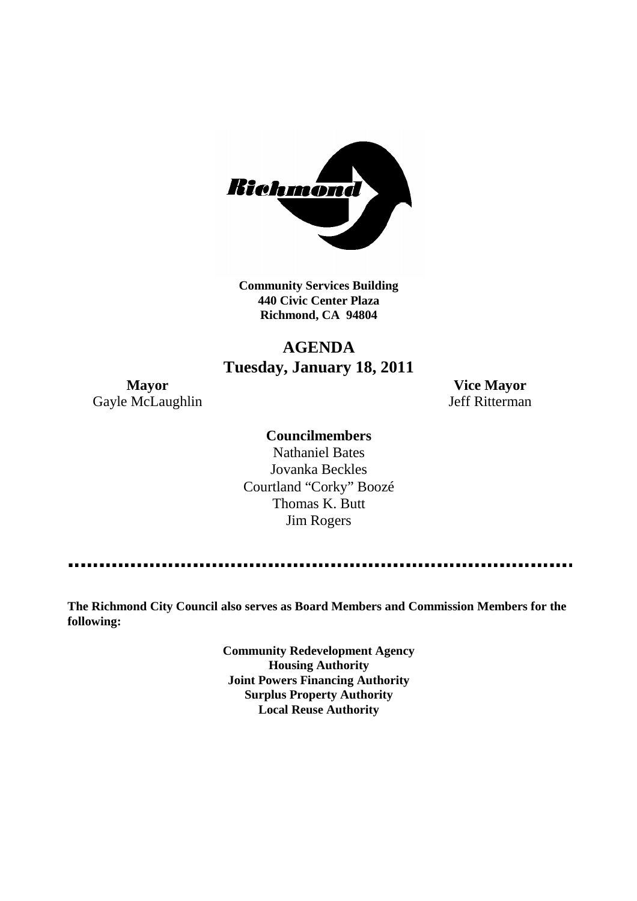**Community Services Building**
**440 Civic Center Plaza**
**Richmond, CA 94804**

# AGENDA
## Tuesday, January 18, 2011

**Mayor**
Gayle McLaughlin

**Vice Mayor**
Jeff Ritterman

**Councilmembers**

Nathaniel Bates
Jovanka Beckles
Courtland "Corky" Boozé
Thomas K. Butt
Jim Rogers

---

**The Richmond City Council also serves as Board Members and Commission Members for the following:**

**Community Redevelopment Agency**
**Housing Authority**
**Joint Powers Financing Authority**
**Surplus Property Authority**
**Local Reuse Authority**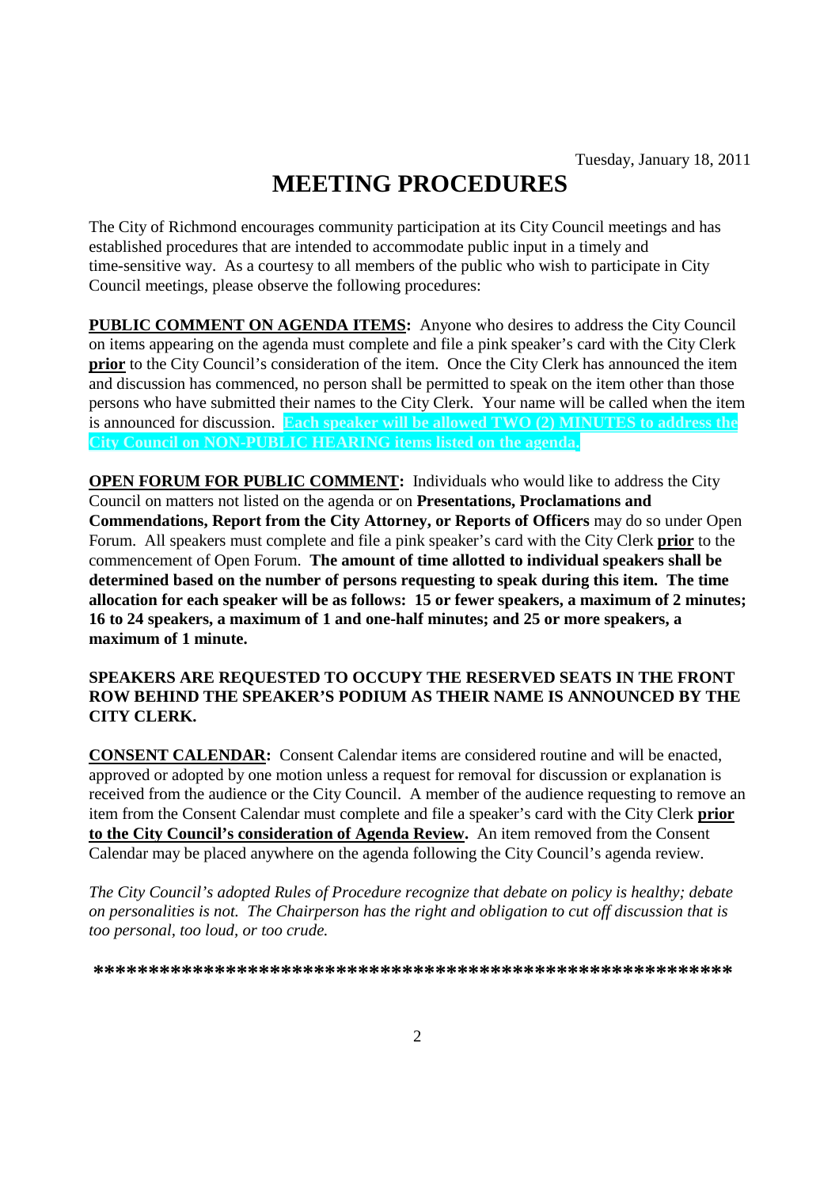Tuesday, January 18, 2011

# MEETING PROCEDURES

The City of Richmond encourages community participation at its City Council meetings and has established procedures that are intended to accommodate public input in a timely and time-sensitive way. As a courtesy to all members of the public who wish to participate in City Council meetings, please observe the following procedures:

**PUBLIC COMMENT ON AGENDA ITEMS:** Anyone who desires to address the City Council on items appearing on the agenda must complete and file a pink speaker's card with the City Clerk **prior** to the City Council's consideration of the item. Once the City Clerk has announced the item and discussion has commenced, no person shall be permitted to speak on the item other than those persons who have submitted their names to the City Clerk. Your name will be called when the item is announced for discussion. **Each speaker will be allowed TWO (2) MINUTES to address the City Council on NON-PUBLIC HEARING items listed on the agenda.**

**OPEN FORUM FOR PUBLIC COMMENT:** Individuals who would like to address the City Council on matters not listed on the agenda or on **Presentations, Proclamations and Commendations, Report from the City Attorney, or Reports of Officers** may do so under Open Forum. All speakers must complete and file a pink speaker's card with the City Clerk **prior** to the commencement of Open Forum. **The amount of time allotted to individual speakers shall be determined based on the number of persons requesting to speak during this item. The time allocation for each speaker will be as follows: 15 or fewer speakers, a maximum of 2 minutes; 16 to 24 speakers, a maximum of 1 and one-half minutes; and 25 or more speakers, a maximum of 1 minute.**

**SPEAKERS ARE REQUESTED TO OCCUPY THE RESERVED SEATS IN THE FRONT ROW BEHIND THE SPEAKER'S PODIUM AS THEIR NAME IS ANNOUNCED BY THE CITY CLERK.**

**CONSENT CALENDAR:** Consent Calendar items are considered routine and will be enacted, approved or adopted by one motion unless a request for removal for discussion or explanation is received from the audience or the City Council. A member of the audience requesting to remove an item from the Consent Calendar must complete and file a speaker's card with the City Clerk **prior to the City Council's consideration of Agenda Review.** An item removed from the Consent Calendar may be placed anywhere on the agenda following the City Council's agenda review.

*The City Council's adopted Rules of Procedure recognize that debate on policy is healthy; debate on personalities is not. The Chairperson has the right and obligation to cut off discussion that is too personal, too loud, or too crude.*

**\*\*\*\*\*\*\*\*\*\*\*\*\*\*\*\*\*\*\*\*\*\*\*\*\*\*\*\*\*\*\*\*\*\*\*\*\*\*\*\*\*\*\*\*\*\*\*\*\*\*\*\*\*\*\*\*\*\*\*\***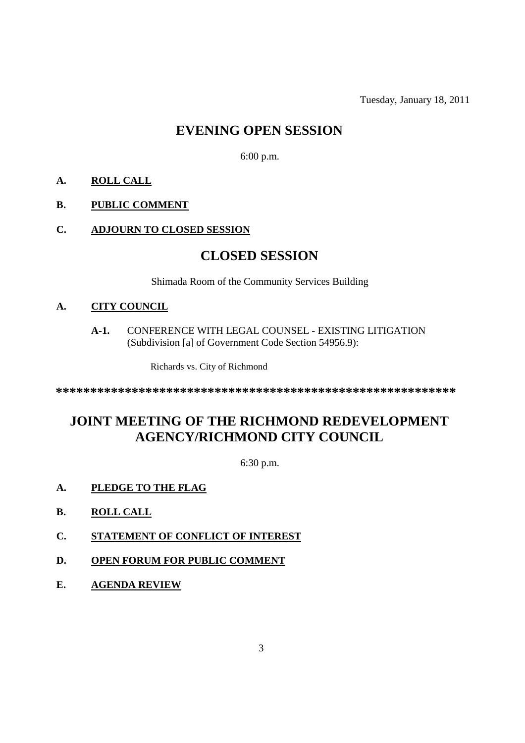Tuesday, January 18, 2011

## EVENING OPEN SESSION

6:00 p.m.

**A. ROLL CALL**

**B. PUBLIC COMMENT**

**C. ADJOURN TO CLOSED SESSION**

## CLOSED SESSION

Shimada Room of the Community Services Building

**A. CITY COUNCIL**

**A-1.** CONFERENCE WITH LEGAL COUNSEL - EXISTING LITIGATION (Subdivision [a] of Government Code Section 54956.9):

Richards vs. City of Richmond

************************************************************

## JOINT MEETING OF THE RICHMOND REDEVELOPMENT AGENCY/RICHMOND CITY COUNCIL

6:30 p.m.

**A. PLEDGE TO THE FLAG**

**B. ROLL CALL**

**C. STATEMENT OF CONFLICT OF INTEREST**

**D. OPEN FORUM FOR PUBLIC COMMENT**

**E. AGENDA REVIEW**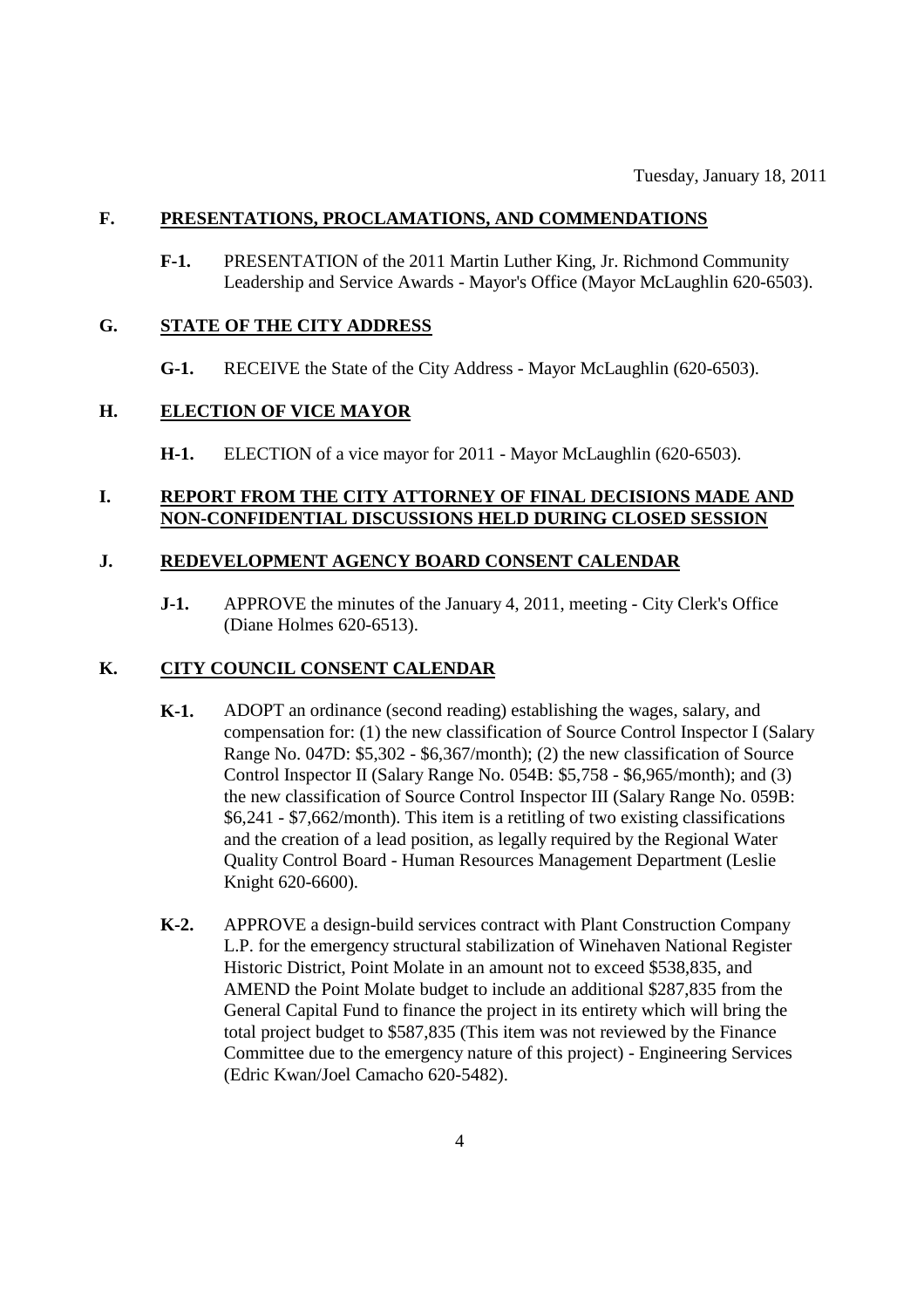Tuesday, January 18, 2011

## F. PRESENTATIONS, PROCLAMATIONS, AND COMMENDATIONS

**F-1.** PRESENTATION of the 2011 Martin Luther King, Jr. Richmond Community Leadership and Service Awards - Mayor's Office (Mayor McLaughlin 620-6503).

## G. STATE OF THE CITY ADDRESS

**G-1.** RECEIVE the State of the City Address - Mayor McLaughlin (620-6503).

## H. ELECTION OF VICE MAYOR

**H-1.** ELECTION of a vice mayor for 2011 - Mayor McLaughlin (620-6503).

## I. REPORT FROM THE CITY ATTORNEY OF FINAL DECISIONS MADE AND NON-CONFIDENTIAL DISCUSSIONS HELD DURING CLOSED SESSION

## J. REDEVELOPMENT AGENCY BOARD CONSENT CALENDAR

**J-1.** APPROVE the minutes of the January 4, 2011, meeting - City Clerk's Office (Diane Holmes 620-6513).

## K. CITY COUNCIL CONSENT CALENDAR

**K-1.** ADOPT an ordinance (second reading) establishing the wages, salary, and compensation for: (1) the new classification of Source Control Inspector I (Salary Range No. 047D: $5,302 - $6,367/month); (2) the new classification of Source Control Inspector II (Salary Range No. 054B: $5,758 - $6,965/month); and (3) the new classification of Source Control Inspector III (Salary Range No. 059B: $6,241 - $7,662/month). This item is a retitling of two existing classifications and the creation of a lead position, as legally required by the Regional Water Quality Control Board - Human Resources Management Department (Leslie Knight 620-6600).

**K-2.** APPROVE a design-build services contract with Plant Construction Company L.P. for the emergency structural stabilization of Winehaven National Register Historic District, Point Molate in an amount not to exceed $538,835, and AMEND the Point Molate budget to include an additional $287,835 from the General Capital Fund to finance the project in its entirety which will bring the total project budget to $587,835 (This item was not reviewed by the Finance Committee due to the emergency nature of this project) - Engineering Services (Edric Kwan/Joel Camacho 620-5482).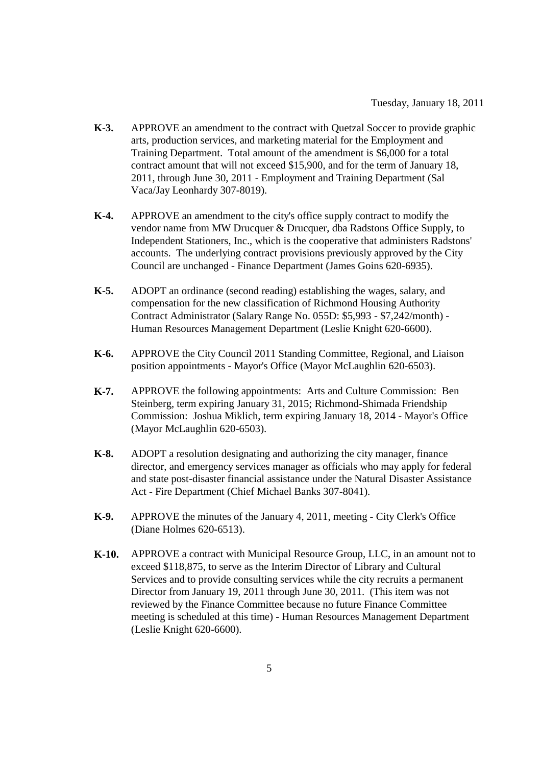Tuesday, January 18, 2011

**K-3.** APPROVE an amendment to the contract with Quetzal Soccer to provide graphic arts, production services, and marketing material for the Employment and Training Department. Total amount of the amendment is $6,000 for a total contract amount that will not exceed $15,900, and for the term of January 18, 2011, through June 30, 2011 - Employment and Training Department (Sal Vaca/Jay Leonhardy 307-8019).

**K-4.** APPROVE an amendment to the city's office supply contract to modify the vendor name from MW Drucquer & Drucquer, dba Radstons Office Supply, to Independent Stationers, Inc., which is the cooperative that administers Radstons' accounts. The underlying contract provisions previously approved by the City Council are unchanged - Finance Department (James Goins 620-6935).

**K-5.** ADOPT an ordinance (second reading) establishing the wages, salary, and compensation for the new classification of Richmond Housing Authority Contract Administrator (Salary Range No. 055D: $5,993 - $7,242/month) - Human Resources Management Department (Leslie Knight 620-6600).

**K-6.** APPROVE the City Council 2011 Standing Committee, Regional, and Liaison position appointments - Mayor's Office (Mayor McLaughlin 620-6503).

**K-7.** APPROVE the following appointments: Arts and Culture Commission: Ben Steinberg, term expiring January 31, 2015; Richmond-Shimada Friendship Commission: Joshua Miklich, term expiring January 18, 2014 - Mayor's Office (Mayor McLaughlin 620-6503).

**K-8.** ADOPT a resolution designating and authorizing the city manager, finance director, and emergency services manager as officials who may apply for federal and state post-disaster financial assistance under the Natural Disaster Assistance Act - Fire Department (Chief Michael Banks 307-8041).

**K-9.** APPROVE the minutes of the January 4, 2011, meeting - City Clerk's Office (Diane Holmes 620-6513).

**K-10.** APPROVE a contract with Municipal Resource Group, LLC, in an amount not to exceed $118,875, to serve as the Interim Director of Library and Cultural Services and to provide consulting services while the city recruits a permanent Director from January 19, 2011 through June 30, 2011. (This item was not reviewed by the Finance Committee because no future Finance Committee meeting is scheduled at this time) - Human Resources Management Department (Leslie Knight 620-6600).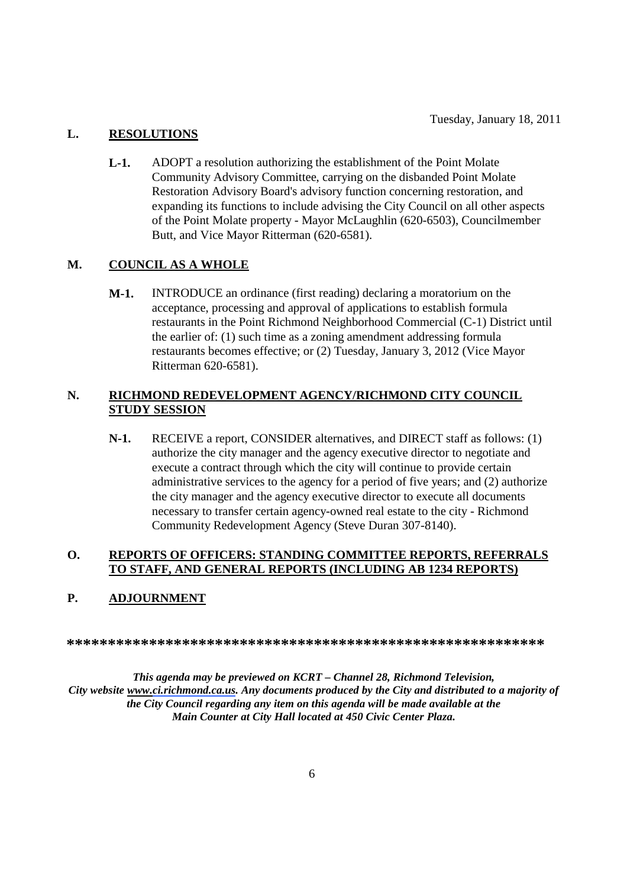Tuesday, January 18, 2011

## L. RESOLUTIONS

**L-1.** ADOPT a resolution authorizing the establishment of the Point Molate Community Advisory Committee, carrying on the disbanded Point Molate Restoration Advisory Board's advisory function concerning restoration, and expanding its functions to include advising the City Council on all other aspects of the Point Molate property - Mayor McLaughlin (620-6503), Councilmember Butt, and Vice Mayor Ritterman (620-6581).

## M. COUNCIL AS A WHOLE

**M-1.** INTRODUCE an ordinance (first reading) declaring a moratorium on the acceptance, processing and approval of applications to establish formula restaurants in the Point Richmond Neighborhood Commercial (C-1) District until the earlier of: (1) such time as a zoning amendment addressing formula restaurants becomes effective; or (2) Tuesday, January 3, 2012 (Vice Mayor Ritterman 620-6581).

## N. RICHMOND REDEVELOPMENT AGENCY/RICHMOND CITY COUNCIL STUDY SESSION

**N-1.** RECEIVE a report, CONSIDER alternatives, and DIRECT staff as follows: (1) authorize the city manager and the agency executive director to negotiate and execute a contract through which the city will continue to provide certain administrative services to the agency for a period of five years; and (2) authorize the city manager and the agency executive director to execute all documents necessary to transfer certain agency-owned real estate to the city - Richmond Community Redevelopment Agency (Steve Duran 307-8140).

## O. REPORTS OF OFFICERS: STANDING COMMITTEE REPORTS, REFERRALS TO STAFF, AND GENERAL REPORTS (INCLUDING AB 1234 REPORTS)

## P. ADJOURNMENT

**************************************************************

***This agenda may be previewed on KCRT – Channel 28, Richmond Television, City website www.ci.richmond.ca.us. Any documents produced by the City and distributed to a majority of the City Council regarding any item on this agenda will be made available at the Main Counter at City Hall located at 450 Civic Center Plaza.***